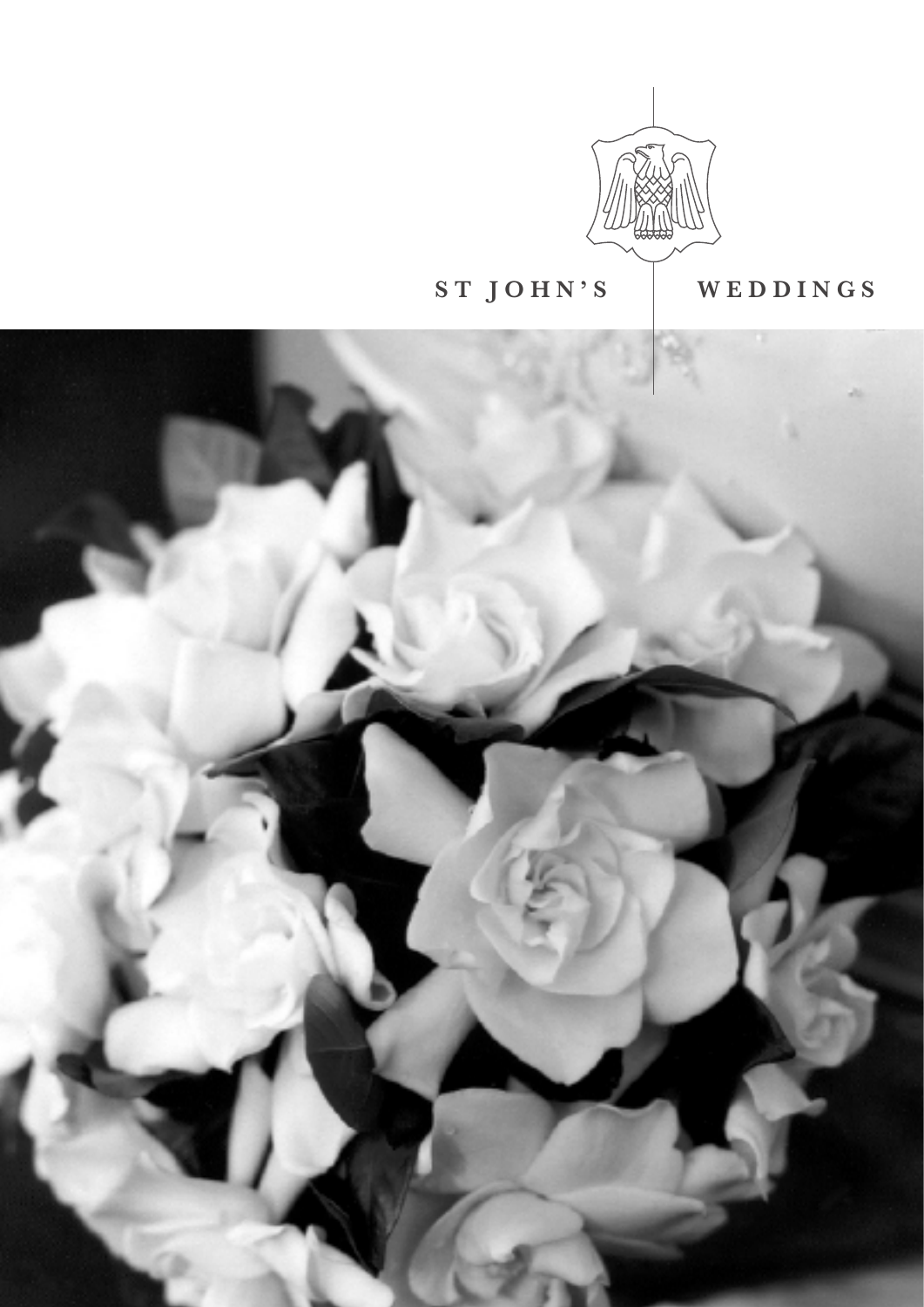ST JOHN'S | WEDDINGS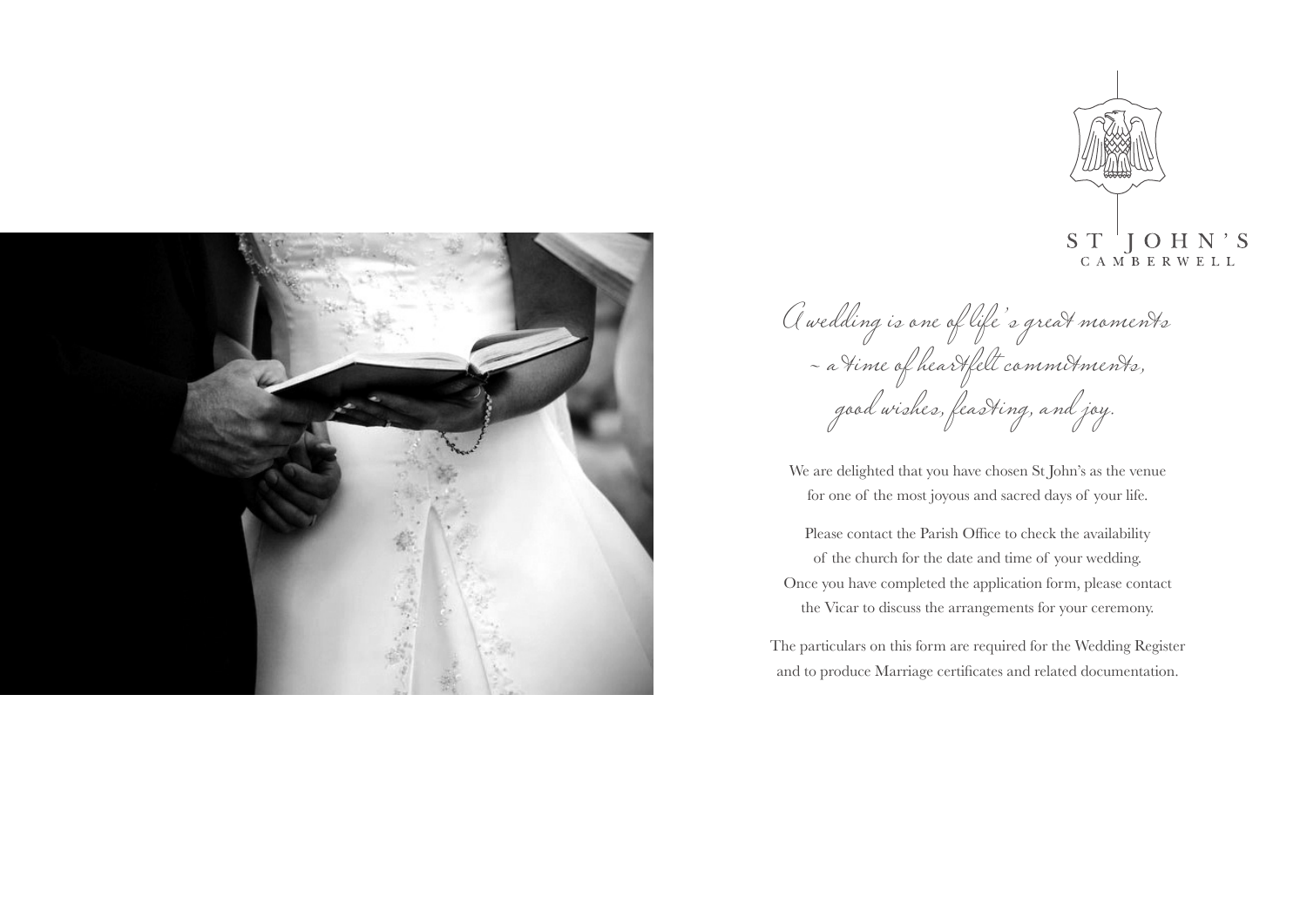# ST JOHN'S
## CAMBERWELL

*A wedding is one of life's great moments*
*~ a time of heartfelt commitments,*
*good wishes, feasting, and joy.*

We are delighted that you have chosen St John's as the venue for one of the most joyous and sacred days of your life.

Please contact the Parish Office to check the availability of the church for the date and time of your wedding. Once you have completed the application form, please contact the Vicar to discuss the arrangements for your ceremony.

The particulars on this form are required for the Wedding Register and to produce Marriage certificates and related documentation.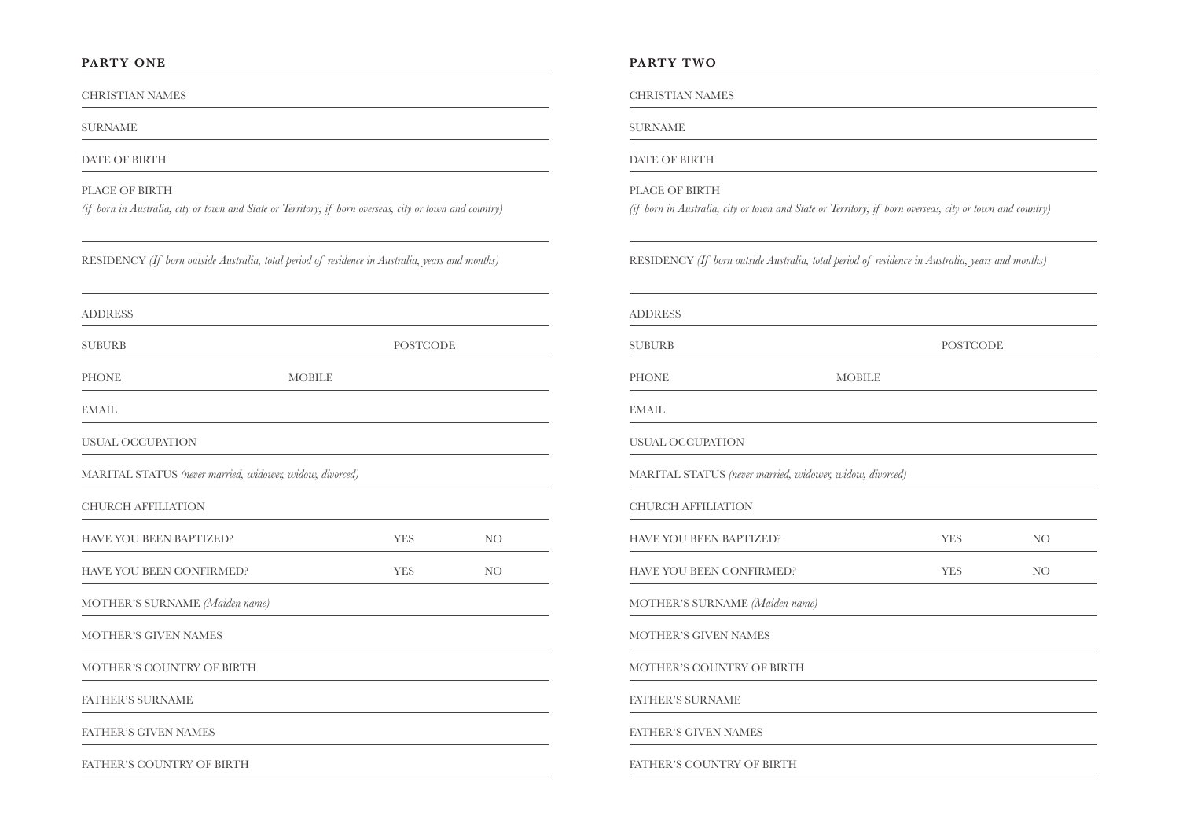## PARTY ONE

CHRISTIAN NAMES

SURNAME

DATE OF BIRTH

PLACE OF BIRTH
*(if born in Australia, city or town and State or Territory; if born overseas, city or town and country)*

RESIDENCY *(If born outside Australia, total period of residence in Australia, years and months)*

ADDRESS

SUBURB POSTCODE

PHONE MOBILE

EMAIL

USUAL OCCUPATION

MARITAL STATUS *(never married, widower, widow, divorced)*

CHURCH AFFILIATION

HAVE YOU BEEN BAPTIZED? YES NO

HAVE YOU BEEN CONFIRMED? YES NO

MOTHER'S SURNAME *(Maiden name)*

MOTHER'S GIVEN NAMES

MOTHER'S COUNTRY OF BIRTH

FATHER'S SURNAME

FATHER'S GIVEN NAMES

FATHER'S COUNTRY OF BIRTH

## PARTY TWO

CHRISTIAN NAMES

SURNAME

DATE OF BIRTH

PLACE OF BIRTH
*(if born in Australia, city or town and State or Territory; if born overseas, city or town and country)*

RESIDENCY *(If born outside Australia, total period of residence in Australia, years and months)*

ADDRESS

SUBURB POSTCODE

PHONE MOBILE

EMAIL

USUAL OCCUPATION

MARITAL STATUS *(never married, widower, widow, divorced)*

CHURCH AFFILIATION

HAVE YOU BEEN BAPTIZED? YES NO

HAVE YOU BEEN CONFIRMED? YES NO

MOTHER'S SURNAME *(Maiden name)*

MOTHER'S GIVEN NAMES

MOTHER'S COUNTRY OF BIRTH

FATHER'S SURNAME

FATHER'S GIVEN NAMES

FATHER'S COUNTRY OF BIRTH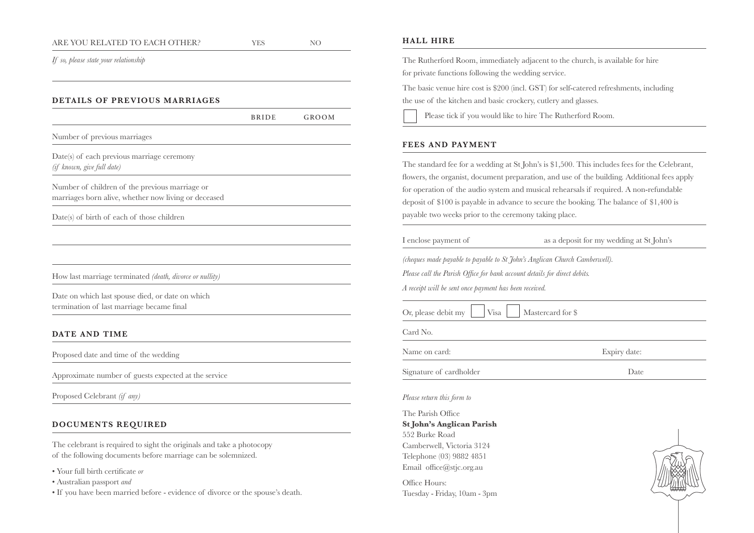| ARE YOU RELATED TO EACH OTHER? | YES | NO |
|---|---|---|

*If so, please state your relationship*

## DETAILS OF PREVIOUS MARRIAGES

| | BRIDE | GROOM |
|---|---|---|
| Number of previous marriages | | |
| Date(s) of each previous marriage ceremony *(if known, give full date)* | | |
| Number of children of the previous marriage or marriages born alive, whether now living or deceased | | |
| Date(s) of birth of each of those children | | |
| | | |
| | | |
| How last marriage terminated *(death, divorce or nullity)* | | |
| Date on which last spouse died, or date on which termination of last marriage became final | | |

## DATE AND TIME

Proposed date and time of the wedding

Approximate number of guests expected at the service

Proposed Celebrant *(if any)*

## DOCUMENTS REQUIRED

The celebrant is required to sight the originals and take a photocopy of the following documents before marriage can be solemnized.

- Your full birth certificate *or*
- Australian passport *and*
- If you have been married before - evidence of divorce or the spouse's death.

## HALL HIRE

The Rutherford Room, immediately adjacent to the church, is available for hire for private functions following the wedding service.

The basic venue hire cost is $200 (incl. GST) for self-catered refreshments, including the use of the kitchen and basic crockery, cutlery and glasses.

☐ Please tick if you would like to hire The Rutherford Room.

## FEES AND PAYMENT

The standard fee for a wedding at St John's is $1,500. This includes fees for the Celebrant, flowers, the organist, document preparation, and use of the building. Additional fees apply for operation of the audio system and musical rehearsals if required. A non-refundable deposit of $100 is payable in advance to secure the booking. The balance of $1,400 is payable two weeks prior to the ceremony taking place.

I enclose payment of as a deposit for my wedding at St John's

*(cheques made payable to payable to St John's Anglican Church Camberwell).*

*Please call the Parish Office for bank account details for direct debits.*

*A receipt will be sent once payment has been received.*

Or, please debit my ☐ Visa ☐ Mastercard for $

Card No.

Name on card: Expiry date:

Signature of cardholder Date

*Please return this form to*

The Parish Office
**St John's Anglican Parish**
552 Burke Road
Camberwell, Victoria 3124
Telephone (03) 9882 4851
Email office@stjc.org.au

Office Hours:
Tuesday - Friday, 10am - 3pm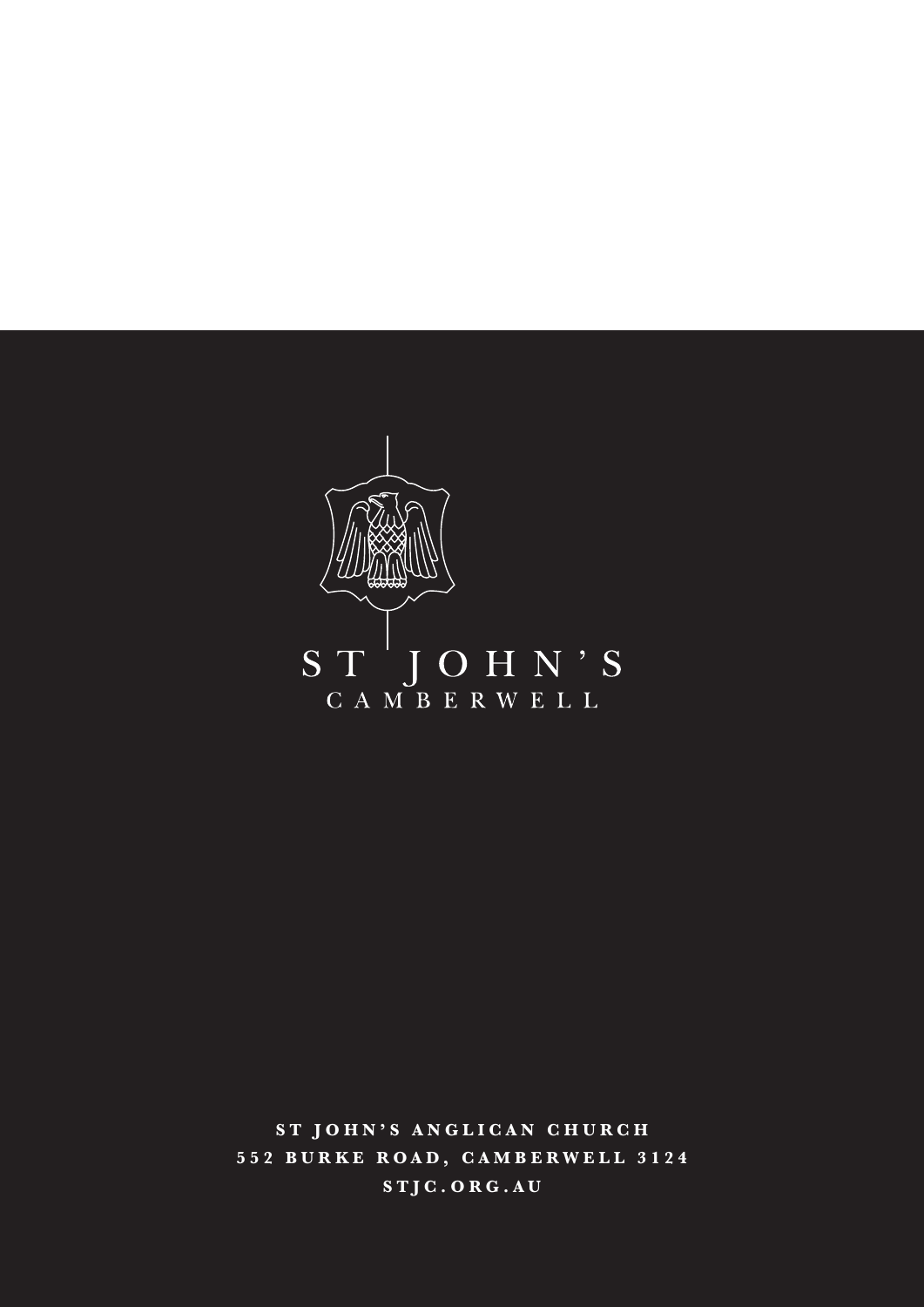ST JOHN'S
CAMBERWELL

ST JOHN'S ANGLICAN CHURCH
552 BURKE ROAD, CAMBERWELL 3124
STJC.ORG.AU